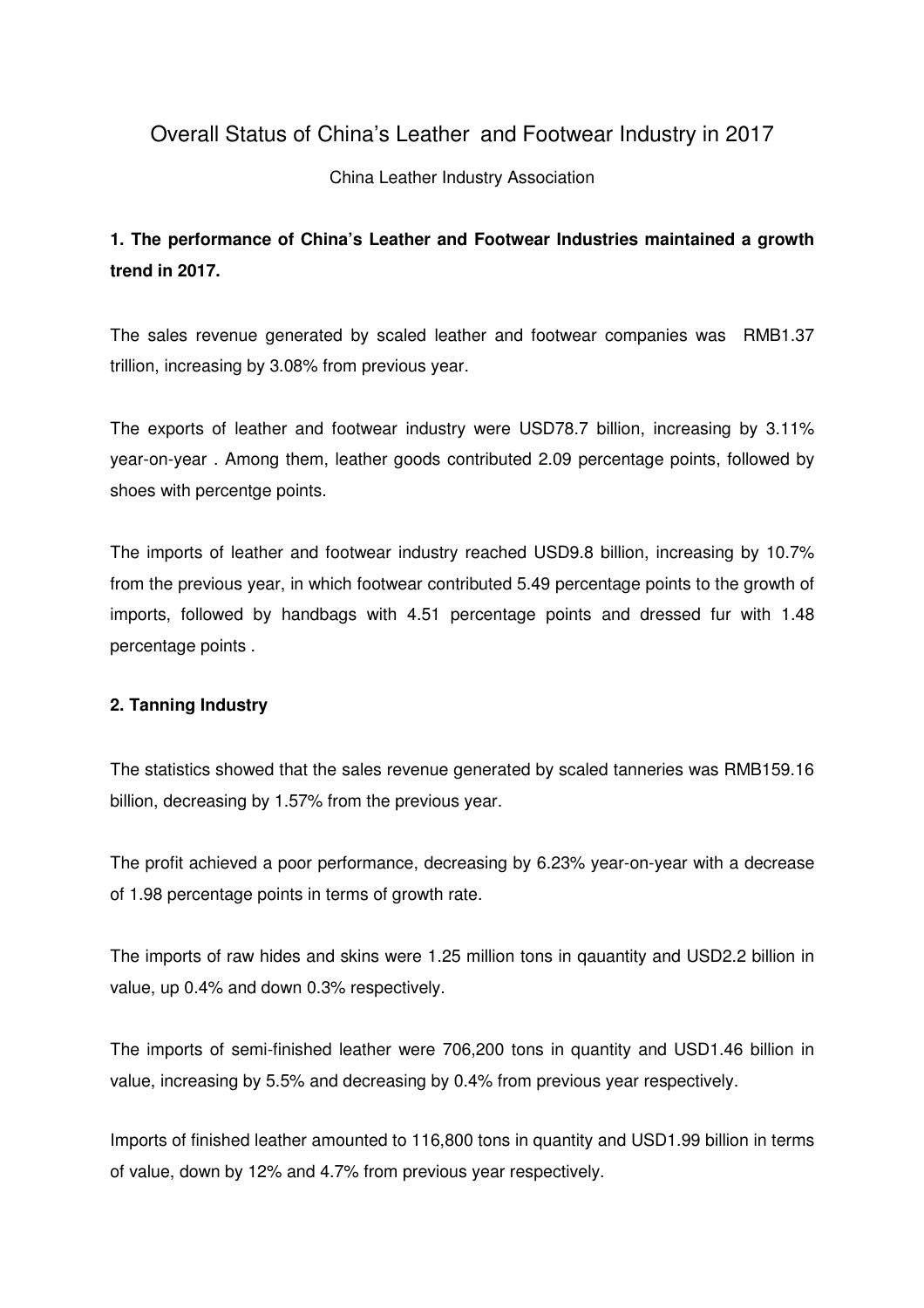# Overall Status of China's Leather and Footwear Industry in 2017

China Leather Industry Association

## 1. The performance of China's Leather and Footwear Industries maintained a growth trend in 2017.

The sales revenue generated by scaled leather and footwear companies was RMB1.37 trillion, increasing by 3.08% from previous year.

The exports of leather and footwear industry were USD78.7 billion, increasing by 3.11% year-on-year . Among them, leather goods contributed 2.09 percentage points, followed by shoes with percentge points.

The imports of leather and footwear industry reached USD9.8 billion, increasing by 10.7% from the previous year, in which footwear contributed 5.49 percentage points to the growth of imports, followed by handbags with 4.51 percentage points and dressed fur with 1.48 percentage points .

## 2. Tanning Industry

The statistics showed that the sales revenue generated by scaled tanneries was RMB159.16 billion, decreasing by 1.57% from the previous year.

The profit achieved a poor performance, decreasing by 6.23% year-on-year with a decrease of 1.98 percentage points in terms of growth rate.

The imports of raw hides and skins were 1.25 million tons in qauantity and USD2.2 billion in value, up 0.4% and down 0.3% respectively.

The imports of semi-finished leather were 706,200 tons in quantity and USD1.46 billion in value, increasing by 5.5% and decreasing by 0.4% from previous year respectively.

Imports of finished leather amounted to 116,800 tons in quantity and USD1.99 billion in terms of value, down by 12% and 4.7% from previous year respectively.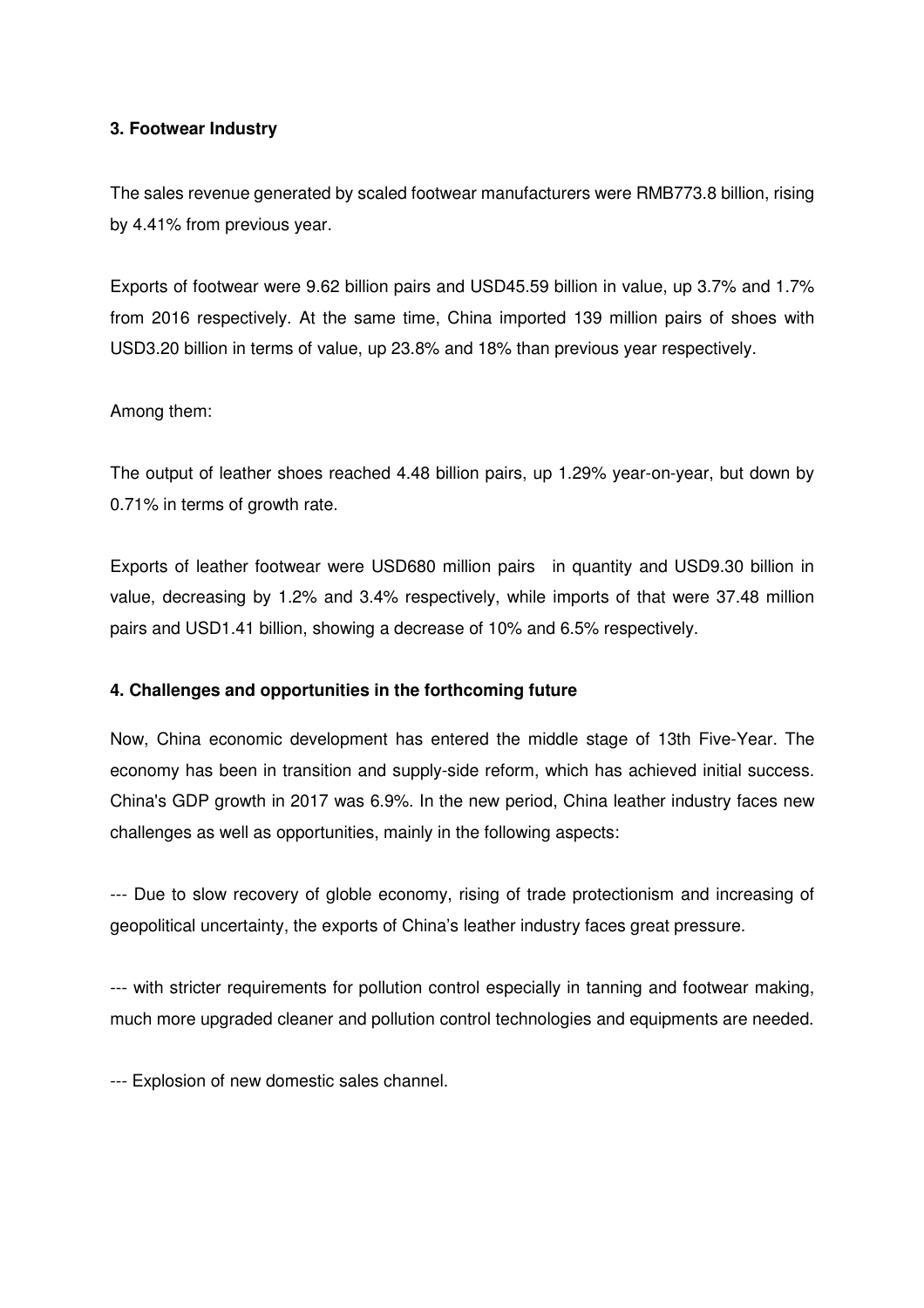### 3. Footwear Industry

The sales revenue generated by scaled footwear manufacturers were RMB773.8 billion, rising by 4.41% from previous year.

Exports of footwear were 9.62 billion pairs and USD45.59 billion in value, up 3.7% and 1.7% from 2016 respectively. At the same time, China imported 139 million pairs of shoes with USD3.20 billion in terms of value, up 23.8% and 18% than previous year respectively.

Among them:

The output of leather shoes reached 4.48 billion pairs, up 1.29% year-on-year, but down by 0.71% in terms of growth rate.

Exports of leather footwear were USD680 million pairs in quantity and USD9.30 billion in value, decreasing by 1.2% and 3.4% respectively, while imports of that were 37.48 million pairs and USD1.41 billion, showing a decrease of 10% and 6.5% respectively.

### 4. Challenges and opportunities in the forthcoming future

Now, China economic development has entered the middle stage of 13th Five-Year. The economy has been in transition and supply-side reform, which has achieved initial success. China's GDP growth in 2017 was 6.9%. In the new period, China leather industry faces new challenges as well as opportunities, mainly in the following aspects:

--- Due to slow recovery of globle economy, rising of trade protectionism and increasing of geopolitical uncertainty, the exports of China's leather industry faces great pressure.

--- with stricter requirements for pollution control especially in tanning and footwear making, much more upgraded cleaner and pollution control technologies and equipments are needed.

--- Explosion of new domestic sales channel.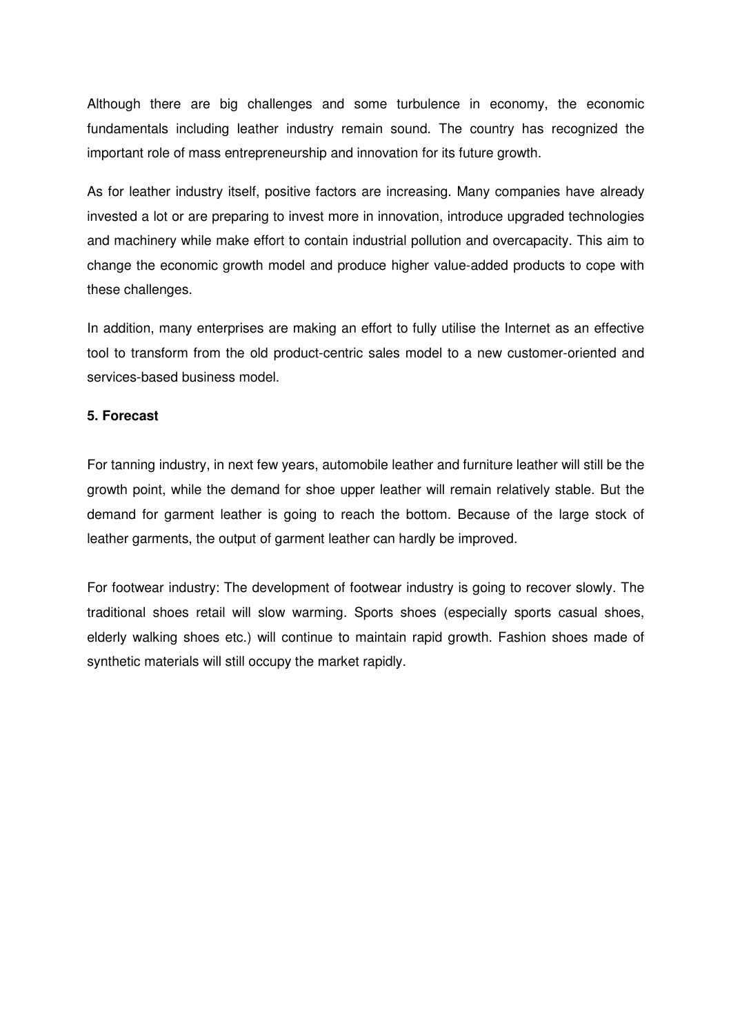Although there are big challenges and some turbulence in economy, the economic fundamentals including leather industry remain sound. The country has recognized the important role of mass entrepreneurship and innovation for its future growth.

As for leather industry itself, positive factors are increasing. Many companies have already invested a lot or are preparing to invest more in innovation, introduce upgraded technologies and machinery while make effort to contain industrial pollution and overcapacity. This aim to change the economic growth model and produce higher value-added products to cope with these challenges.

In addition, many enterprises are making an effort to fully utilise the Internet as an effective tool to transform from the old product-centric sales model to a new customer-oriented and services-based business model.

**5. Forecast**

For tanning industry, in next few years, automobile leather and furniture leather will still be the growth point, while the demand for shoe upper leather will remain relatively stable. But the demand for garment leather is going to reach the bottom. Because of the large stock of leather garments, the output of garment leather can hardly be improved.

For footwear industry: The development of footwear industry is going to recover slowly. The traditional shoes retail will slow warming. Sports shoes (especially sports casual shoes, elderly walking shoes etc.) will continue to maintain rapid growth. Fashion shoes made of synthetic materials will still occupy the market rapidly.